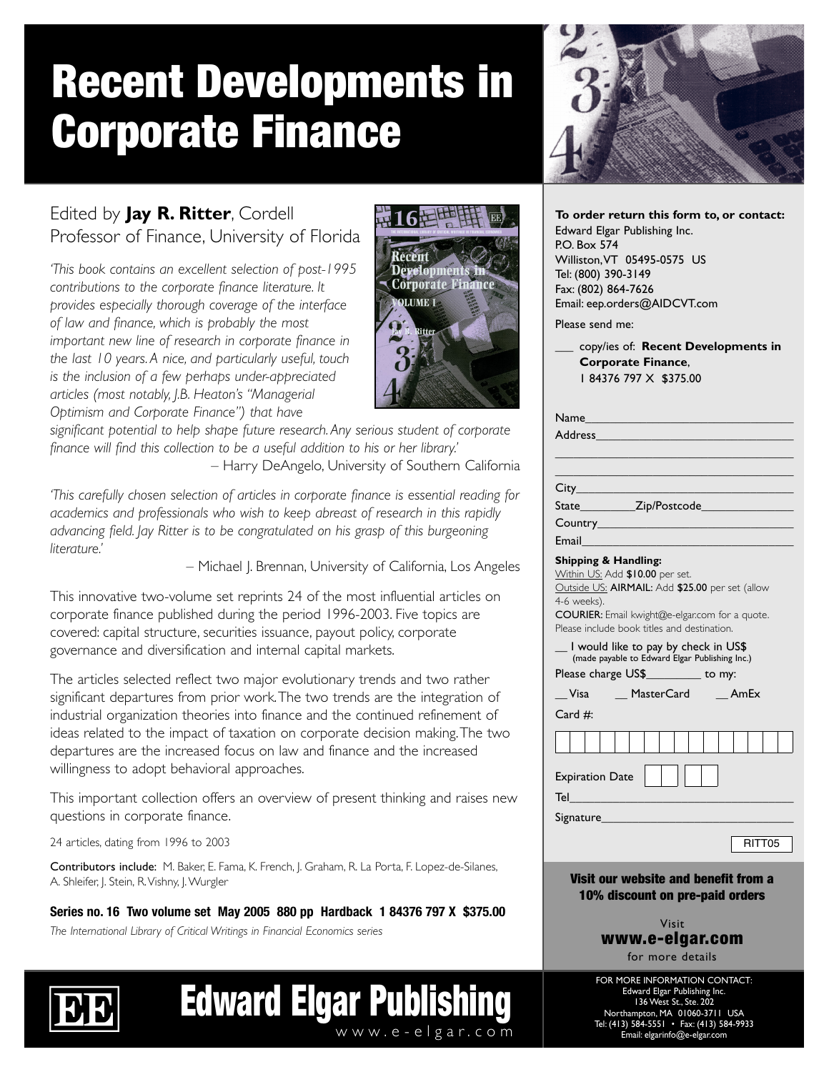# Recent Developments in Corporate Finance

Edited by **Jay R. Ritter**, Cordell Professor of Finance, University of Florida

*'This book contains an excellent selection of post-1995 contributions to the corporate finance literature. It provides especially thorough coverage of the interface of law and finance, which is probably the most important new line of research in corporate finance in the last 10 years. A nice, and particularly useful, touch is the inclusion of a few perhaps under-appreciated articles (most notably, J.B. Heaton's "Managerial Optimism and Corporate Finance") that have significant potential to help shape future research. Any serious student of corporate finance will find this collection to be a useful addition to his or her library.'*

– Harry DeAngelo, University of Southern California

*'This carefully chosen selection of articles in corporate finance is essential reading for academics and professionals who wish to keep abreast of research in this rapidly advancing field. Jay Ritter is to be congratulated on his grasp of this burgeoning literature.'*

– Michael J. Brennan, University of California, Los Angeles

This innovative two-volume set reprints 24 of the most influential articles on corporate finance published during the period 1996-2003. Five topics are covered: capital structure, securities issuance, payout policy, corporate governance and diversification and internal capital markets.

The articles selected reflect two major evolutionary trends and two rather significant departures from prior work. The two trends are the integration of industrial organization theories into finance and the continued refinement of ideas related to the impact of taxation on corporate decision making. The two departures are the increased focus on law and finance and the increased willingness to adopt behavioral approaches.

This important collection offers an overview of present thinking and raises new questions in corporate finance.

24 articles, dating from 1996 to 2003

**Contributors include:** M. Baker, E. Fama, K. French, J. Graham, R. La Porta, F. Lopez-de-Silanes, A. Shleifer, J. Stein, R. Vishny, J. Wurgler

**Series no. 16 Two volume set May 2005 880 pp Hardback 1 84376 797 X $375.00**

*The International Library of Critical Writings in Financial Economics series*

---

**To order return this form to, or contact:**
Edward Elgar Publishing Inc.
P.O. Box 574
Williston, VT 05495-0575 US
Tel: (800) 390-3149
Fax: (802) 864-7626
Email: eep.orders@AIDCVT.com

Please send me:

___ copy/ies of: **Recent Developments in Corporate Finance**, 1 84376 797 X $375.00

Name________________________________
Address______________________________
____________________________________
____________________________________
City_________________________________
State_________Zip/Postcode______________
Country______________________________
Email_______________________________

**Shipping & Handling:**
Within US: Add **$10.00** per set.
Outside US: **AIRMAIL:** Add **$25.00** per set (allow 4-6 weeks).
**COURIER:** Email kwight@e-elgar.com for a quote. Please include book titles and destination.

__ I would like to pay by check in US$ (made payable to Edward Elgar Publishing Inc.)

Please charge US$_________ to my:

__ Visa __ MasterCard __ AmEx

Card #:

Expiration Date

Tel_________________________________

Signature____________________________

RITT05

**Visit our website and benefit from a 10% discount on pre-paid orders**

Visit **www.e-elgar.com** for more details

FOR MORE INFORMATION CONTACT:
Edward Elgar Publishing Inc.
136 West St., Ste. 202
Northampton, MA 01060-3711 USA
Tel: (413) 584-5551 • Fax: (413) 584-9933
Email: elgarinfo@e-elgar.com

**Edward Elgar Publishing**
www.e-elgar.com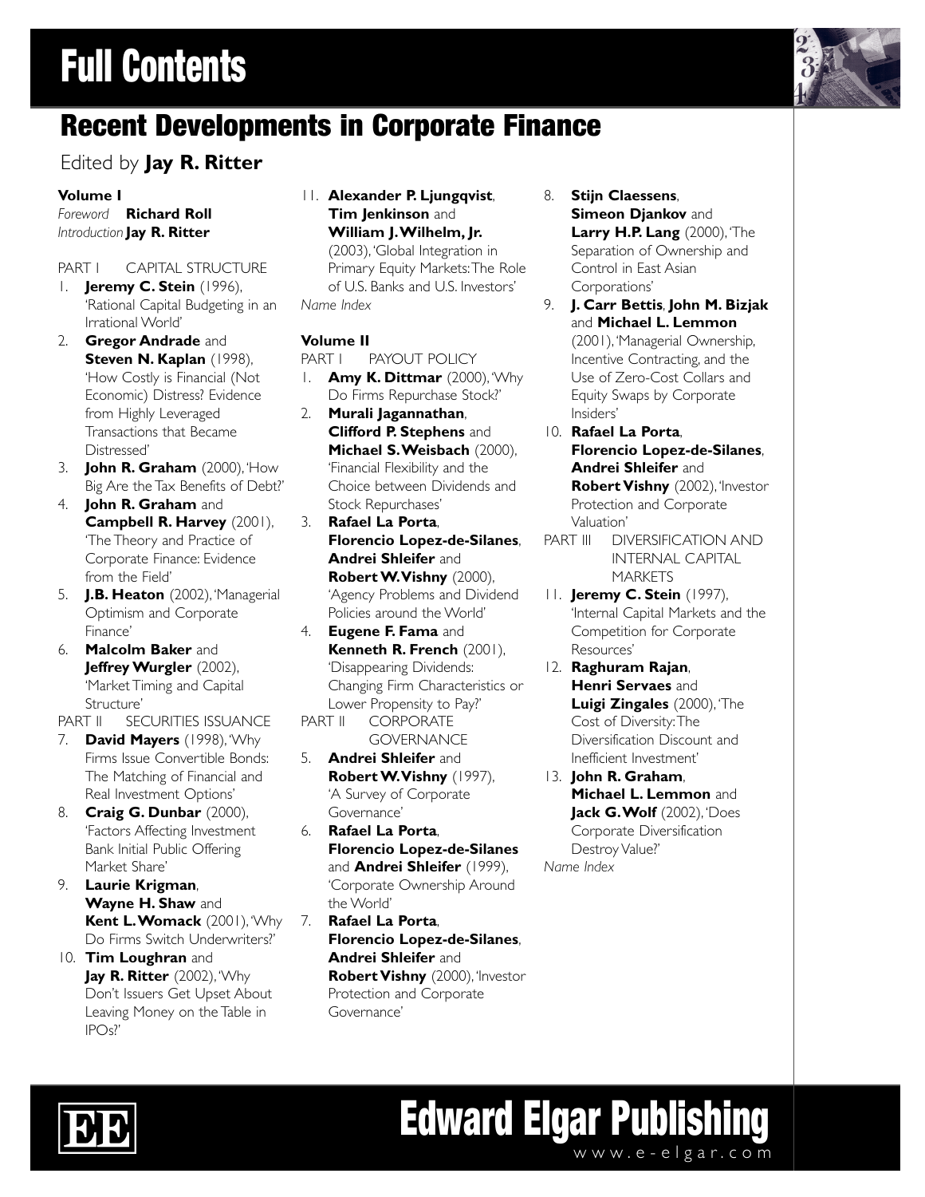# Full Contents

## Recent Developments in Corporate Finance

Edited by **Jay R. Ritter**

**Volume I**

*Foreword* **Richard Roll**

*Introduction* **Jay R. Ritter**

PART I CAPITAL STRUCTURE

1. **Jeremy C. Stein** (1996), 'Rational Capital Budgeting in an Irrational World'
2. **Gregor Andrade** and **Steven N. Kaplan** (1998), 'How Costly is Financial (Not Economic) Distress? Evidence from Highly Leveraged Transactions that Became Distressed'
3. **John R. Graham** (2000), 'How Big Are the Tax Benefits of Debt?'
4. **John R. Graham** and **Campbell R. Harvey** (2001), 'The Theory and Practice of Corporate Finance: Evidence from the Field'
5. **J.B. Heaton** (2002), 'Managerial Optimism and Corporate Finance'
6. **Malcolm Baker** and **Jeffrey Wurgler** (2002), 'Market Timing and Capital Structure'

PART II SECURITIES ISSUANCE

7. **David Mayers** (1998), 'Why Firms Issue Convertible Bonds: The Matching of Financial and Real Investment Options'
8. **Craig G. Dunbar** (2000), 'Factors Affecting Investment Bank Initial Public Offering Market Share'
9. **Laurie Krigman**, **Wayne H. Shaw** and **Kent L. Womack** (2001), 'Why Do Firms Switch Underwriters?'
10. **Tim Loughran** and **Jay R. Ritter** (2002), 'Why Don't Issuers Get Upset About Leaving Money on the Table in IPOs?'
11. **Alexander P. Ljungqvist**, **Tim Jenkinson** and **William J. Wilhelm, Jr.** (2003), 'Global Integration in Primary Equity Markets: The Role of U.S. Banks and U.S. Investors'

*Name Index*

**Volume II**

PART I PAYOUT POLICY

1. **Amy K. Dittmar** (2000), 'Why Do Firms Repurchase Stock?'
2. **Murali Jagannathan**, **Clifford P. Stephens** and **Michael S. Weisbach** (2000), 'Financial Flexibility and the Choice between Dividends and Stock Repurchases'
3. **Rafael La Porta**, **Florencio Lopez-de-Silanes**, **Andrei Shleifer** and **Robert W. Vishny** (2000), 'Agency Problems and Dividend Policies around the World'
4. **Eugene F. Fama** and **Kenneth R. French** (2001), 'Disappearing Dividends: Changing Firm Characteristics or Lower Propensity to Pay?'

PART II CORPORATE GOVERNANCE

5. **Andrei Shleifer** and **Robert W. Vishny** (1997), 'A Survey of Corporate Governance'
6. **Rafael La Porta**, **Florencio Lopez-de-Silanes** and **Andrei Shleifer** (1999), 'Corporate Ownership Around the World'
7. **Rafael La Porta**, **Florencio Lopez-de-Silanes**, **Andrei Shleifer** and **Robert Vishny** (2000), 'Investor Protection and Corporate Governance'
8. **Stijn Claessens**, **Simeon Djankov** and **Larry H.P. Lang** (2000), 'The Separation of Ownership and Control in East Asian Corporations'
9. **J. Carr Bettis**, **John M. Bizjak** and **Michael L. Lemmon** (2001), 'Managerial Ownership, Incentive Contracting, and the Use of Zero-Cost Collars and Equity Swaps by Corporate Insiders'
10. **Rafael La Porta**, **Florencio Lopez-de-Silanes**, **Andrei Shleifer** and **Robert Vishny** (2002), 'Investor Protection and Corporate Valuation'

PART III DIVERSIFICATION AND INTERNAL CAPITAL MARKETS

11. **Jeremy C. Stein** (1997), 'Internal Capital Markets and the Competition for Corporate Resources'
12. **Raghuram Rajan**, **Henri Servaes** and **Luigi Zingales** (2000), 'The Cost of Diversity: The Diversification Discount and Inefficient Investment'
13. **John R. Graham**, **Michael L. Lemmon** and **Jack G. Wolf** (2002), 'Does Corporate Diversification Destroy Value?'

*Name Index*

EE

**Edward Elgar Publishing**

www.e-elgar.com